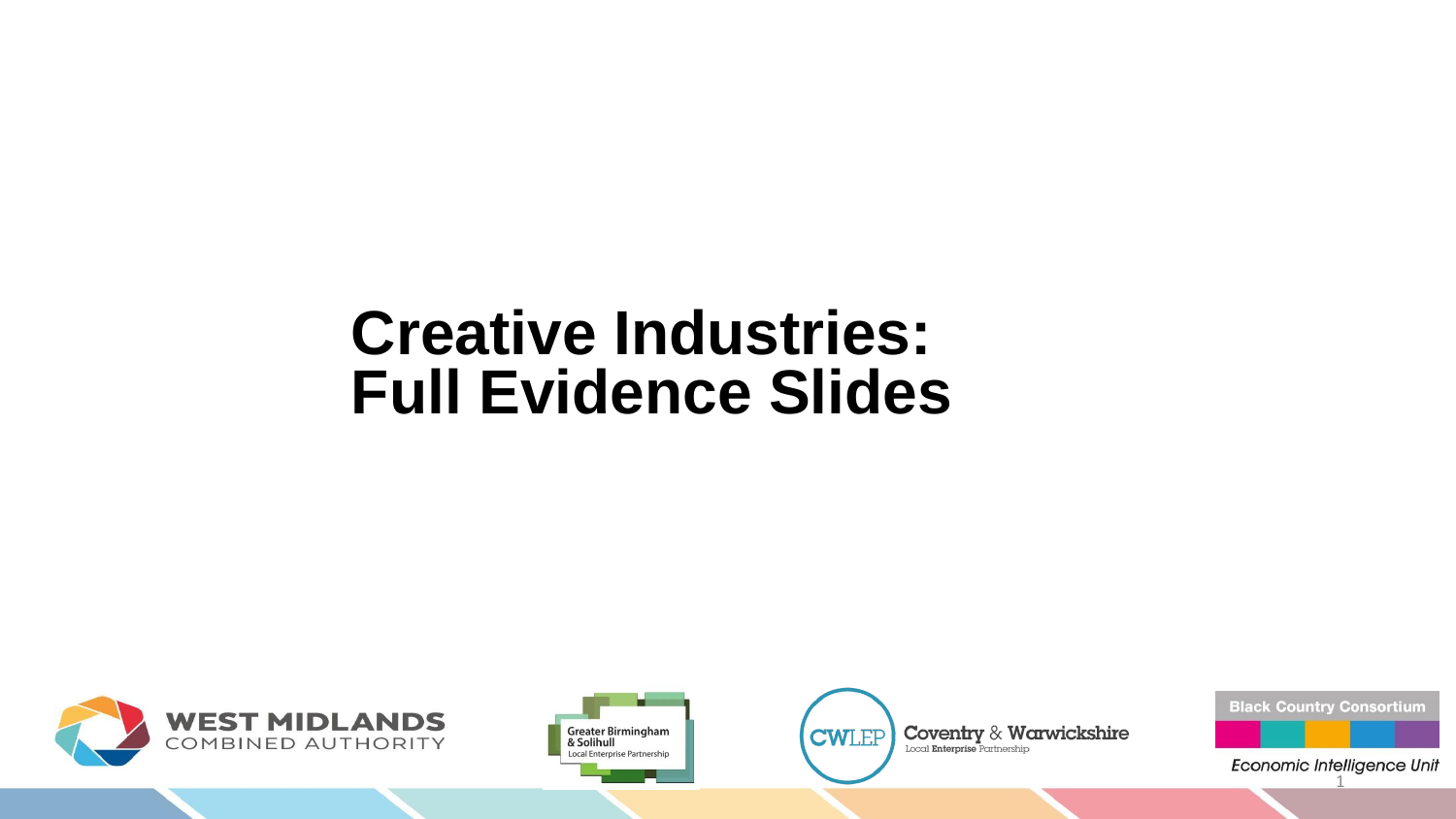# Creative Industries: Full Evidence Slides

WEST MIDLANDS COMBINED AUTHORITY

Greater Birmingham & Solihull Local Enterprise Partnership

CWLEP Coventry & Warwickshire Local Enterprise Partnership

Black Country Consortium

*Economic Intelligence Unit*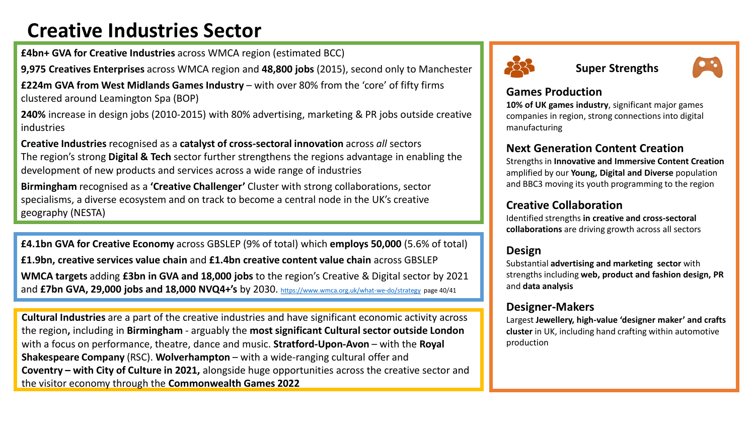# Creative Industries Sector

**£4bn+ GVA for Creative Industries** across WMCA region (estimated BCC)

**9,975 Creatives Enterprises** across WMCA region and **48,800 jobs** (2015), second only to Manchester

**£224m GVA from West Midlands Games Industry** – with over 80% from the 'core' of fifty firms clustered around Leamington Spa (BOP)

**240%** increase in design jobs (2010-2015) with 80% advertising, marketing & PR jobs outside creative industries

**Creative Industries** recognised as a **catalyst of cross-sectoral innovation** across *all* sectors
The region's strong **Digital & Tech** sector further strengthens the regions advantage in enabling the development of new products and services across a wide range of industries

**Birmingham** recognised as a **'Creative Challenger'** Cluster with strong collaborations, sector specialisms, a diverse ecosystem and on track to become a central node in the UK's creative geography (NESTA)

**£4.1bn GVA for Creative Economy** across GBSLEP (9% of total) which **employs 50,000** (5.6% of total)

**£1.9bn, creative services value chain** and **£1.4bn creative content value chain** across GBSLEP

**WMCA targets** adding **£3bn in GVA and 18,000 jobs** to the region's Creative & Digital sector by 2021 and **£7bn GVA, 29,000 jobs and 18,000 NVQ4+'s** by 2030. https://www.wmca.org.uk/what-we-do/strategy page 40/41

**Cultural Industries** are a part of the creative industries and have significant economic activity across the region**,** including in **Birmingham** - arguably the **most significant Cultural sector outside London** with a focus on performance, theatre, dance and music. **Stratford-Upon-Avon** – with the **Royal Shakespeare Company** (RSC). **Wolverhampton** – with a wide-ranging cultural offer and **Coventry – with City of Culture in 2021,** alongside huge opportunities across the creative sector and the visitor economy through the **Commonwealth Games 2022**

## Super Strengths

### Games Production

**10% of UK games industry**, significant major games companies in region, strong connections into digital manufacturing

### Next Generation Content Creation

Strengths in **Innovative and Immersive Content Creation** amplified by our **Young, Digital and Diverse** population and BBC3 moving its youth programming to the region

### Creative Collaboration

Identified strengths **in creative and cross-sectoral collaborations** are driving growth across all sectors

### Design

Substantial **advertising and marketing sector** with strengths including **web, product and fashion design, PR** and **data analysis**

### Designer-Makers

Largest **Jewellery, high-value 'designer maker' and crafts cluster** in UK, including hand crafting within automotive production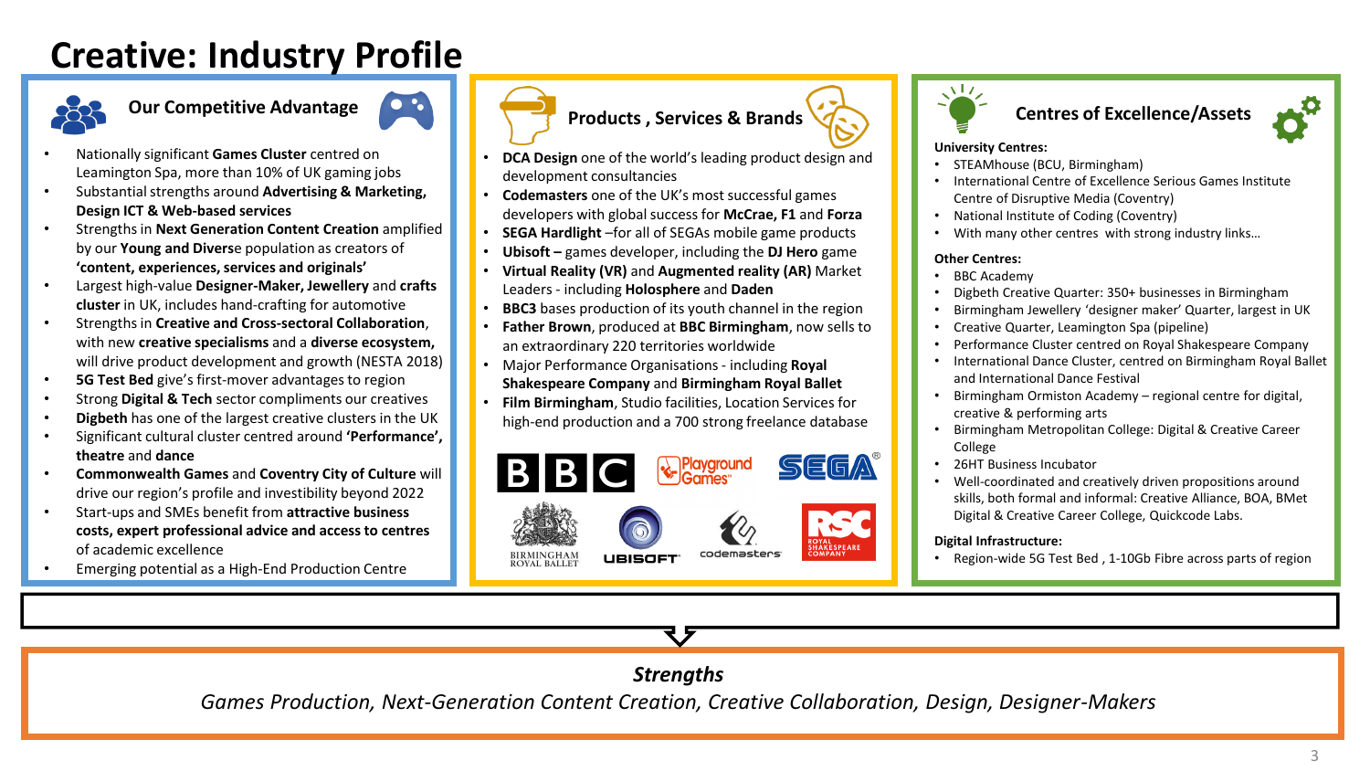# Creative: Industry Profile

## Our Competitive Advantage

- Nationally significant **Games Cluster** centred on Leamington Spa, more than 10% of UK gaming jobs
- Substantial strengths around **Advertising & Marketing, Design ICT & Web-based services**
- Strengths in **Next Generation Content Creation** amplified by our **Young and Divers**e population as creators of **'content, experiences, services and originals'**
- Largest high-value **Designer-Maker, Jewellery** and **crafts cluster** in UK, includes hand-crafting for automotive
- Strengths in **Creative and Cross-sectoral Collaboration**, with new **creative specialisms** and a **diverse ecosystem,** will drive product development and growth (NESTA 2018)
- **5G Test Bed** give's first-mover advantages to region
- Strong **Digital & Tech** sector compliments our creatives
- **Digbeth** has one of the largest creative clusters in the UK
- Significant cultural cluster centred around **'Performance', theatre** and **dance**
- **Commonwealth Games** and **Coventry City of Culture** will drive our region's profile and investibility beyond 2022
- Start-ups and SMEs benefit from **attractive business costs, expert professional advice and access to centres** of academic excellence
- Emerging potential as a High-End Production Centre

## Products , Services & Brands

- **DCA Design** one of the world's leading product design and development consultancies
- **Codemasters** one of the UK's most successful games developers with global success for **McCrae, F1** and **Forza**
- **SEGA Hardlight** –for all of SEGAs mobile game products
- **Ubisoft –** games developer, including the **DJ Hero** game
- **Virtual Reality (VR)** and **Augmented reality (AR)** Market Leaders - including **Holosphere** and **Daden**
- **BBC3** bases production of its youth channel in the region
- **Father Brown**, produced at **BBC Birmingham**, now sells to an extraordinary 220 territories worldwide
- Major Performance Organisations - including **Royal Shakespeare Company** and **Birmingham Royal Ballet**
- **Film Birmingham**, Studio facilities, Location Services for high-end production and a 700 strong freelance database

## Centres of Excellence/Assets

**University Centres:**

- STEAMhouse (BCU, Birmingham)
- International Centre of Excellence Serious Games Institute Centre of Disruptive Media (Coventry)
- National Institute of Coding (Coventry)
- With many other centres with strong industry links…

**Other Centres:**

- BBC Academy
- Digbeth Creative Quarter: 350+ businesses in Birmingham
- Birmingham Jewellery 'designer maker' Quarter, largest in UK
- Creative Quarter, Leamington Spa (pipeline)
- Performance Cluster centred on Royal Shakespeare Company
- International Dance Cluster, centred on Birmingham Royal Ballet and International Dance Festival
- Birmingham Ormiston Academy – regional centre for digital, creative & performing arts
- Birmingham Metropolitan College: Digital & Creative Career College
- 26HT Business Incubator
- Well-coordinated and creatively driven propositions around skills, both formal and informal: Creative Alliance, BOA, BMet Digital & Creative Career College, Quickcode Labs.

**Digital Infrastructure:**

- Region-wide 5G Test Bed , 1-10Gb Fibre across parts of region

***Strengths***

*Games Production, Next-Generation Content Creation, Creative Collaboration, Design, Designer-Makers*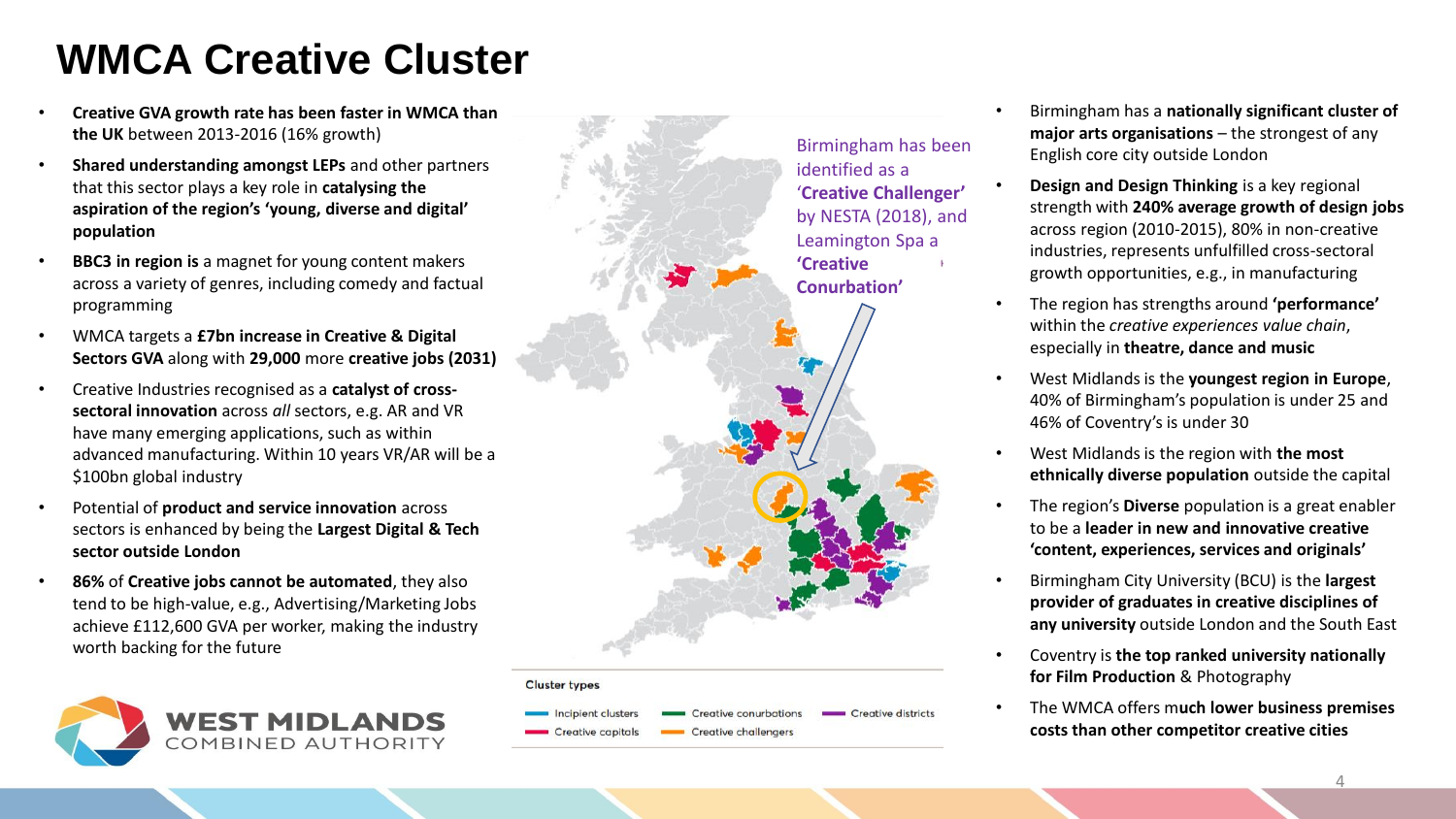# WMCA Creative Cluster

- **Creative GVA growth rate has been faster in WMCA than the UK** between 2013-2016 (16% growth)
- **Shared understanding amongst LEPs** and other partners that this sector plays a key role in **catalysing the aspiration of the region's 'young, diverse and digital' population**
- **BBC3 in region is** a magnet for young content makers across a variety of genres, including comedy and factual programming
- WMCA targets a **£7bn increase in Creative & Digital Sectors GVA** along with **29,000** more **creative jobs (2031)**
- Creative Industries recognised as a **catalyst of cross-sectoral innovation** across *all* sectors, e.g. AR and VR have many emerging applications, such as within advanced manufacturing. Within 10 years VR/AR will be a $100bn global industry
- Potential of **product and service innovation** across sectors is enhanced by being the **Largest Digital & Tech sector outside London**
- **86%** of **Creative jobs cannot be automated**, they also tend to be high-value, e.g., Advertising/Marketing Jobs achieve £112,600 GVA per worker, making the industry worth backing for the future

Birmingham has been identified as a '**Creative Challenger**' by NESTA (2018), and Leamington Spa a **'Creative Conurbation'**

Cluster types

- Incipient clusters
- Creative capitals
- Creative conurbations
- Creative challengers
- Creative districts

- Birmingham has a **nationally significant cluster of major arts organisations** – the strongest of any English core city outside London
- **Design and Design Thinking** is a key regional strength with **240% average growth of design jobs** across region (2010-2015), 80% in non-creative industries, represents unfulfilled cross-sectoral growth opportunities, e.g., in manufacturing
- The region has strengths around **'performance'** within the *creative experiences value chain*, especially in **theatre, dance and music**
- West Midlands is the **youngest region in Europe**, 40% of Birmingham's population is under 25 and 46% of Coventry's is under 30
- West Midlands is the region with **the most ethnically diverse population** outside the capital
- The region's **Diverse** population is a great enabler to be a **leader in new and innovative creative 'content, experiences, services and originals'**
- Birmingham City University (BCU) is the **largest provider of graduates in creative disciplines of any university** outside London and the South East
- Coventry is **the top ranked university nationally for Film Production** & Photography
- The WMCA offers m**uch lower business premises costs than other competitor creative cities**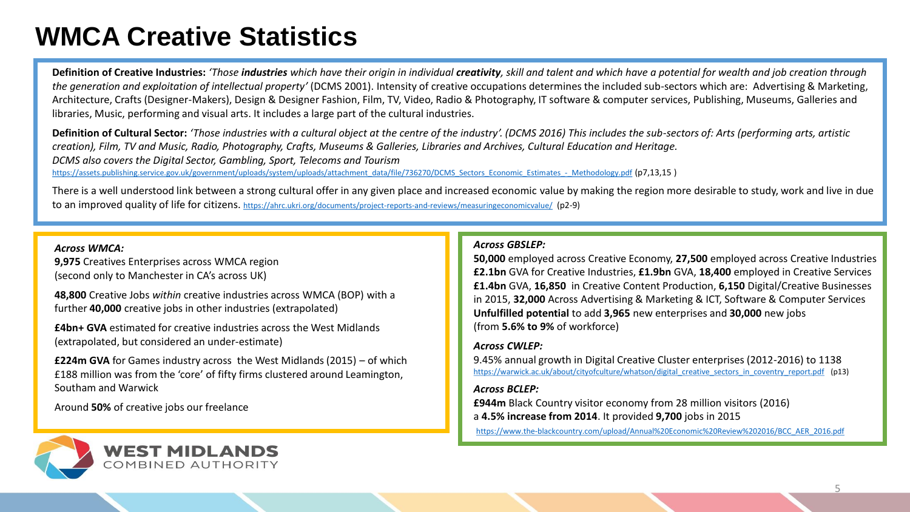# WMCA Creative Statistics

**Definition of Creative Industries:** *'Those **industries** which have their origin in individual **creativity**, skill and talent and which have a potential for wealth and job creation through the generation and exploitation of intellectual property'* (DCMS 2001). Intensity of creative occupations determines the included sub-sectors which are: Advertising & Marketing, Architecture, Crafts (Designer-Makers), Design & Designer Fashion, Film, TV, Video, Radio & Photography, IT software & computer services, Publishing, Museums, Galleries and libraries, Music, performing and visual arts. It includes a large part of the cultural industries.

**Definition of Cultural Sector:** *'Those industries with a cultural object at the centre of the industry'. (DCMS 2016) This includes the sub-sectors of: Arts (performing arts, artistic creation), Film, TV and Music, Radio, Photography, Crafts, Museums & Galleries, Libraries and Archives, Cultural Education and Heritage.*
*DCMS also covers the Digital Sector, Gambling, Sport, Telecoms and Tourism*
https://assets.publishing.service.gov.uk/government/uploads/system/uploads/attachment_data/file/736270/DCMS_Sectors_Economic_Estimates_-_Methodology.pdf (p7,13,15 )

There is a well understood link between a strong cultural offer in any given place and increased economic value by making the region more desirable to study, work and live in due to an improved quality of life for citizens. https://ahrc.ukri.org/documents/project-reports-and-reviews/measuringeconomicvalue/ (p2-9)

*Across WMCA:*

**9,975** Creatives Enterprises across WMCA region (second only to Manchester in CA's across UK)

**48,800** Creative Jobs *within* creative industries across WMCA (BOP) with a further **40,000** creative jobs in other industries (extrapolated)

**£4bn+ GVA** estimated for creative industries across the West Midlands (extrapolated, but considered an under-estimate)

**£224m GVA** for Games industry across the West Midlands (2015) – of which £188 million was from the 'core' of fifty firms clustered around Leamington, Southam and Warwick

Around **50%** of creative jobs our freelance

*Across GBSLEP:*

**50,000** employed across Creative Economy, **27,500** employed across Creative Industries
**£2.1bn** GVA for Creative Industries, **£1.9bn** GVA, **18,400** employed in Creative Services
**£1.4bn** GVA, **16,850** in Creative Content Production, **6,150** Digital/Creative Businesses in 2015, **32,000** Across Advertising & Marketing & ICT, Software & Computer Services
**Unfulfilled potential** to add **3,965** new enterprises and **30,000** new jobs (from **5.6% to 9%** of workforce)

*Across CWLEP:*

9.45% annual growth in Digital Creative Cluster enterprises (2012-2016) to 1138
https://warwick.ac.uk/about/cityofculture/whatson/digital_creative_sectors_in_coventry_report.pdf (p13)

*Across BCLEP:*

**£944m** Black Country visitor economy from 28 million visitors (2016)
a **4.5% increase from 2014**. It provided **9,700** jobs in 2015
https://www.the-blackcountry.com/upload/Annual%20Economic%20Review%202016/BCC_AER_2016.pdf

WEST MIDLANDS COMBINED AUTHORITY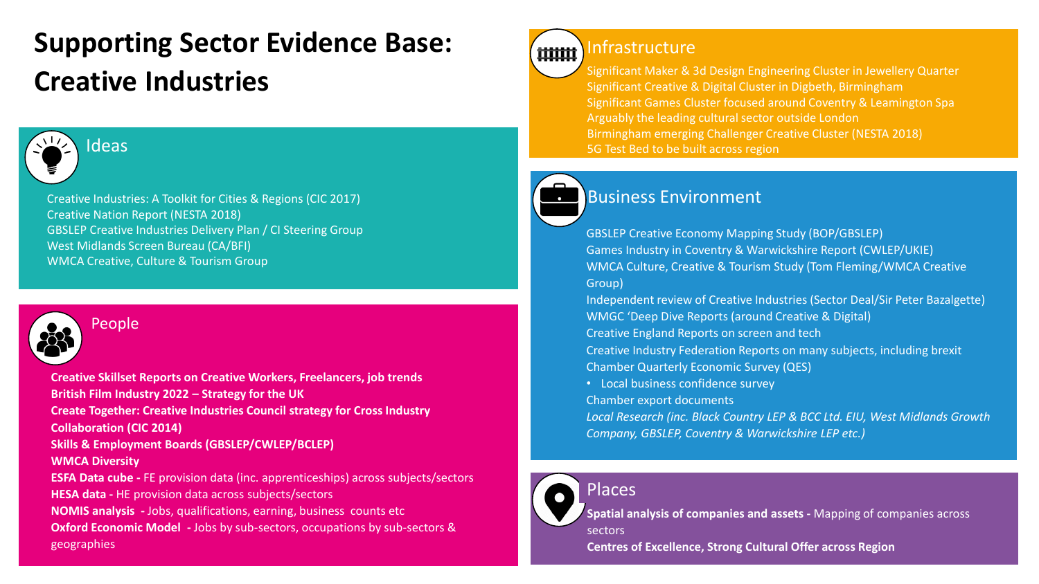# Supporting Sector Evidence Base: Creative Industries

## Ideas

Creative Industries: A Toolkit for Cities & Regions (CIC 2017)
Creative Nation Report (NESTA 2018)
GBSLEP Creative Industries Delivery Plan / CI Steering Group
West Midlands Screen Bureau (CA/BFI)
WMCA Creative, Culture & Tourism Group

## People

**Creative Skillset Reports on Creative Workers, Freelancers, job trends**
**British Film Industry 2022 – Strategy for the UK**
**Create Together: Creative Industries Council strategy for Cross Industry Collaboration (CIC 2014)**
**Skills & Employment Boards (GBSLEP/CWLEP/BCLEP)**
**WMCA Diversity**
**ESFA Data cube -** FE provision data (inc. apprenticeships) across subjects/sectors
**HESA data -** HE provision data across subjects/sectors
**NOMIS analysis -** Jobs, qualifications, earning, business counts etc
**Oxford Economic Model -** Jobs by sub-sectors, occupations by sub-sectors & geographies

## Infrastructure

Significant Maker & 3d Design Engineering Cluster in Jewellery Quarter
Significant Creative & Digital Cluster in Digbeth, Birmingham
Significant Games Cluster focused around Coventry & Leamington Spa
Arguably the leading cultural sector outside London
Birmingham emerging Challenger Creative Cluster (NESTA 2018)
5G Test Bed to be built across region

## Business Environment

GBSLEP Creative Economy Mapping Study (BOP/GBSLEP)
Games Industry in Coventry & Warwickshire Report (CWLEP/UKIE)
WMCA Culture, Creative & Tourism Study (Tom Fleming/WMCA Creative Group)
Independent review of Creative Industries (Sector Deal/Sir Peter Bazalgette)
WMGC 'Deep Dive Reports (around Creative & Digital)
Creative England Reports on screen and tech
Creative Industry Federation Reports on many subjects, including brexit
Chamber Quarterly Economic Survey (QES)

- Local business confidence survey

Chamber export documents
*Local Research (inc. Black Country LEP & BCC Ltd. EIU, West Midlands Growth Company, GBSLEP, Coventry & Warwickshire LEP etc.)*

## Places

**Spatial analysis of companies and assets -** Mapping of companies across sectors
**Centres of Excellence, Strong Cultural Offer across Region**